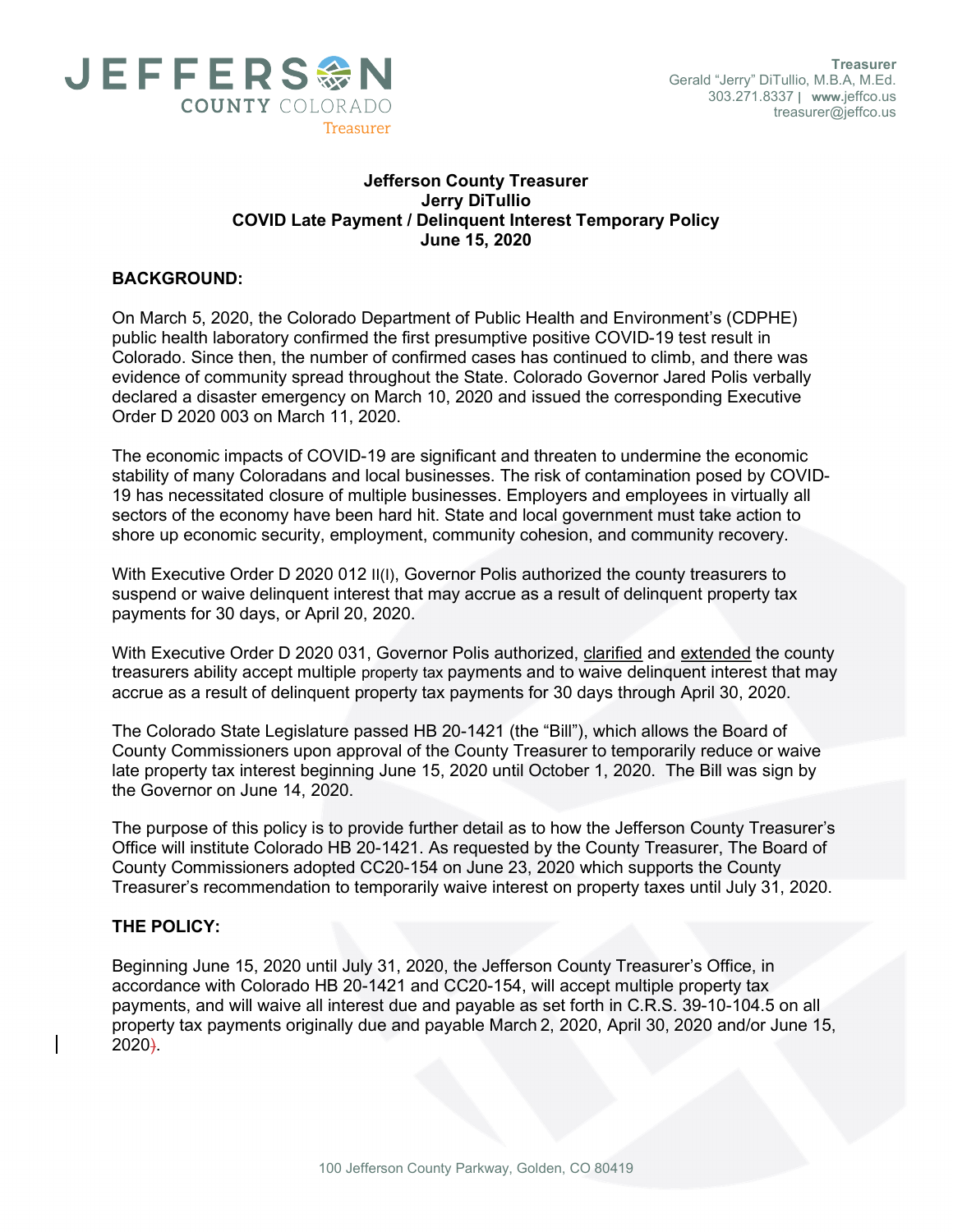**Treasurer**
Gerald "Jerry" DiTullio, M.B.A, M.Ed.
303.271.8337 | www.jeffco.us
treasurer@jeffco.us

# Jefferson County Treasurer
## Jerry DiTullio
## COVID Late Payment / Delinquent Interest Temporary Policy
## June 15, 2020

**BACKGROUND:**

On March 5, 2020, the Colorado Department of Public Health and Environment's (CDPHE) public health laboratory confirmed the first presumptive positive COVID-19 test result in Colorado. Since then, the number of confirmed cases has continued to climb, and there was evidence of community spread throughout the State. Colorado Governor Jared Polis verbally declared a disaster emergency on March 10, 2020 and issued the corresponding Executive Order D 2020 003 on March 11, 2020.

The economic impacts of COVID-19 are significant and threaten to undermine the economic stability of many Coloradans and local businesses. The risk of contamination posed by COVID-19 has necessitated closure of multiple businesses. Employers and employees in virtually all sectors of the economy have been hard hit. State and local government must take action to shore up economic security, employment, community cohesion, and community recovery.

With Executive Order D 2020 012 II(I), Governor Polis authorized the county treasurers to suspend or waive delinquent interest that may accrue as a result of delinquent property tax payments for 30 days, or April 20, 2020.

With Executive Order D 2020 031, Governor Polis authorized, clarified and extended the county treasurers ability accept multiple property tax payments and to waive delinquent interest that may accrue as a result of delinquent property tax payments for 30 days through April 30, 2020.

The Colorado State Legislature passed HB 20-1421 (the "Bill"), which allows the Board of County Commissioners upon approval of the County Treasurer to temporarily reduce or waive late property tax interest beginning June 15, 2020 until October 1, 2020. The Bill was sign by the Governor on June 14, 2020.

The purpose of this policy is to provide further detail as to how the Jefferson County Treasurer's Office will institute Colorado HB 20-1421. As requested by the County Treasurer, The Board of County Commissioners adopted CC20-154 on June 23, 2020 which supports the County Treasurer's recommendation to temporarily waive interest on property taxes until July 31, 2020.

**THE POLICY:**

Beginning June 15, 2020 until July 31, 2020, the Jefferson County Treasurer's Office, in accordance with Colorado HB 20-1421 and CC20-154, will accept multiple property tax payments, and will waive all interest due and payable as set forth in C.R.S. 39-10-104.5 on all property tax payments originally due and payable March 2, 2020, April 30, 2020 and/or June 15, 2020).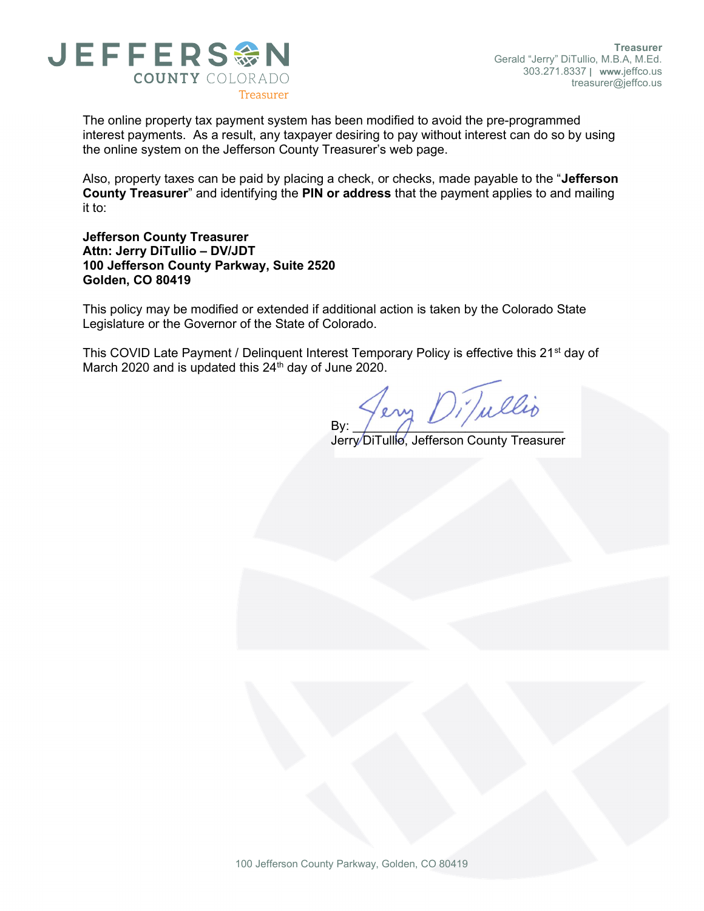The online property tax payment system has been modified to avoid the pre-programmed interest payments. As a result, any taxpayer desiring to pay without interest can do so by using the online system on the Jefferson County Treasurer's web page.

Also, property taxes can be paid by placing a check, or checks, made payable to the "**Jefferson County Treasurer**" and identifying the **PIN or address** that the payment applies to and mailing it to:

**Jefferson County Treasurer**
**Attn: Jerry DiTullio – DV/JDT**
**100 Jefferson County Parkway, Suite 2520**
**Golden, CO 80419**

This policy may be modified or extended if additional action is taken by the Colorado State Legislature or the Governor of the State of Colorado.

This COVID Late Payment / Delinquent Interest Temporary Policy is effective this 21st day of March 2020 and is updated this 24th day of June 2020.

By: ______________________________
Jerry DiTullio, Jefferson County Treasurer